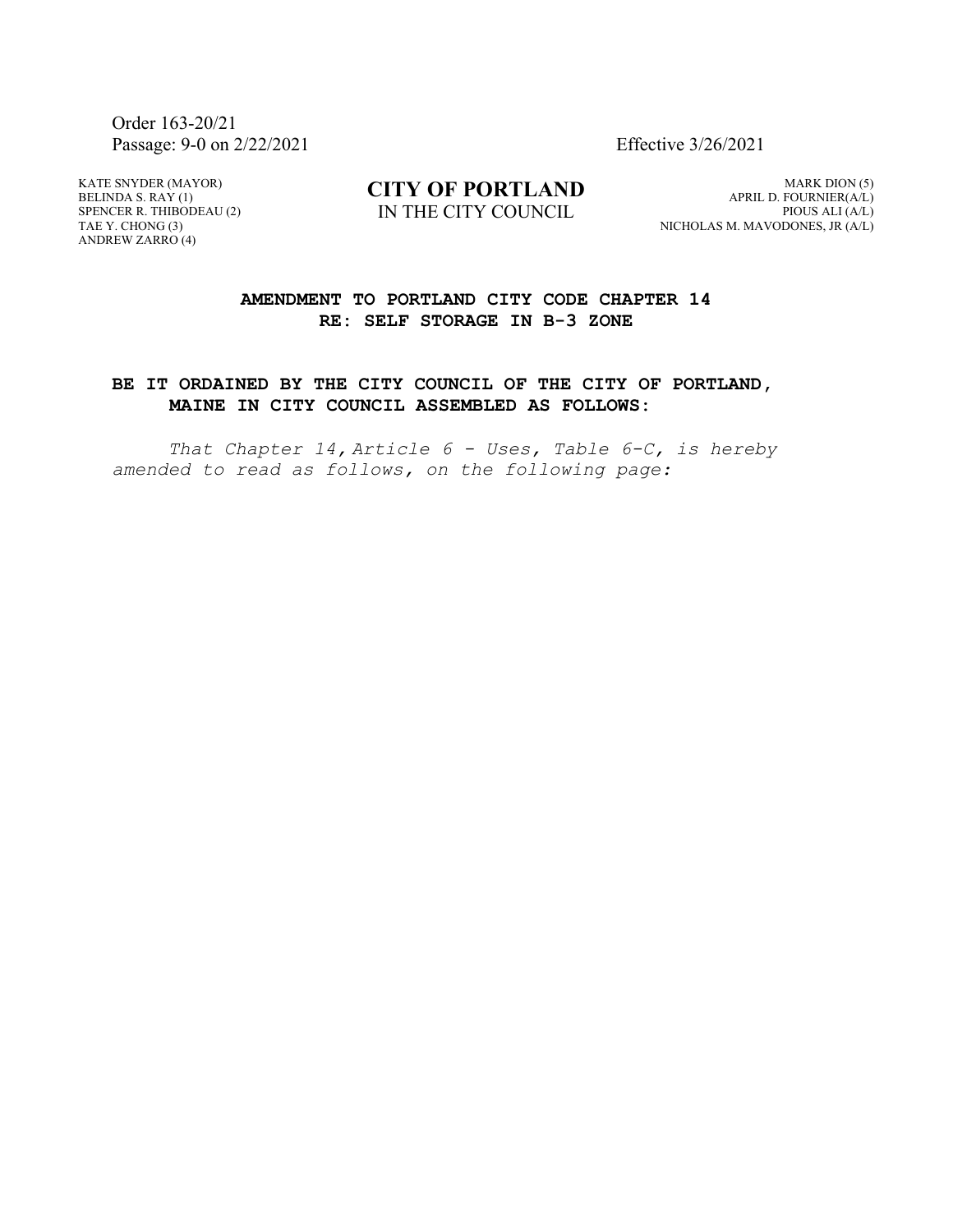Order 163-20/21
Passage: 9-0 on 2/22/2021 Effective 3/26/2021

KATE SNYDER (MAYOR)
BELINDA S. RAY (1)
SPENCER R. THIBODEAU (2)
TAE Y. CHONG (3)
ANDREW ZARRO (4)

**CITY OF PORTLAND**
IN THE CITY COUNCIL

MARK DION (5)
APRIL D. FOURNIER(A/L)
PIOUS ALI (A/L)
NICHOLAS M. MAVODONES, JR (A/L)

**AMENDMENT TO PORTLAND CITY CODE CHAPTER 14
RE: SELF STORAGE IN B-3 ZONE**

**BE IT ORDAINED BY THE CITY COUNCIL OF THE CITY OF PORTLAND, MAINE IN CITY COUNCIL ASSEMBLED AS FOLLOWS:**

*That Chapter 14, Article 6 - Uses, Table 6-C, is hereby amended to read as follows, on the following page:*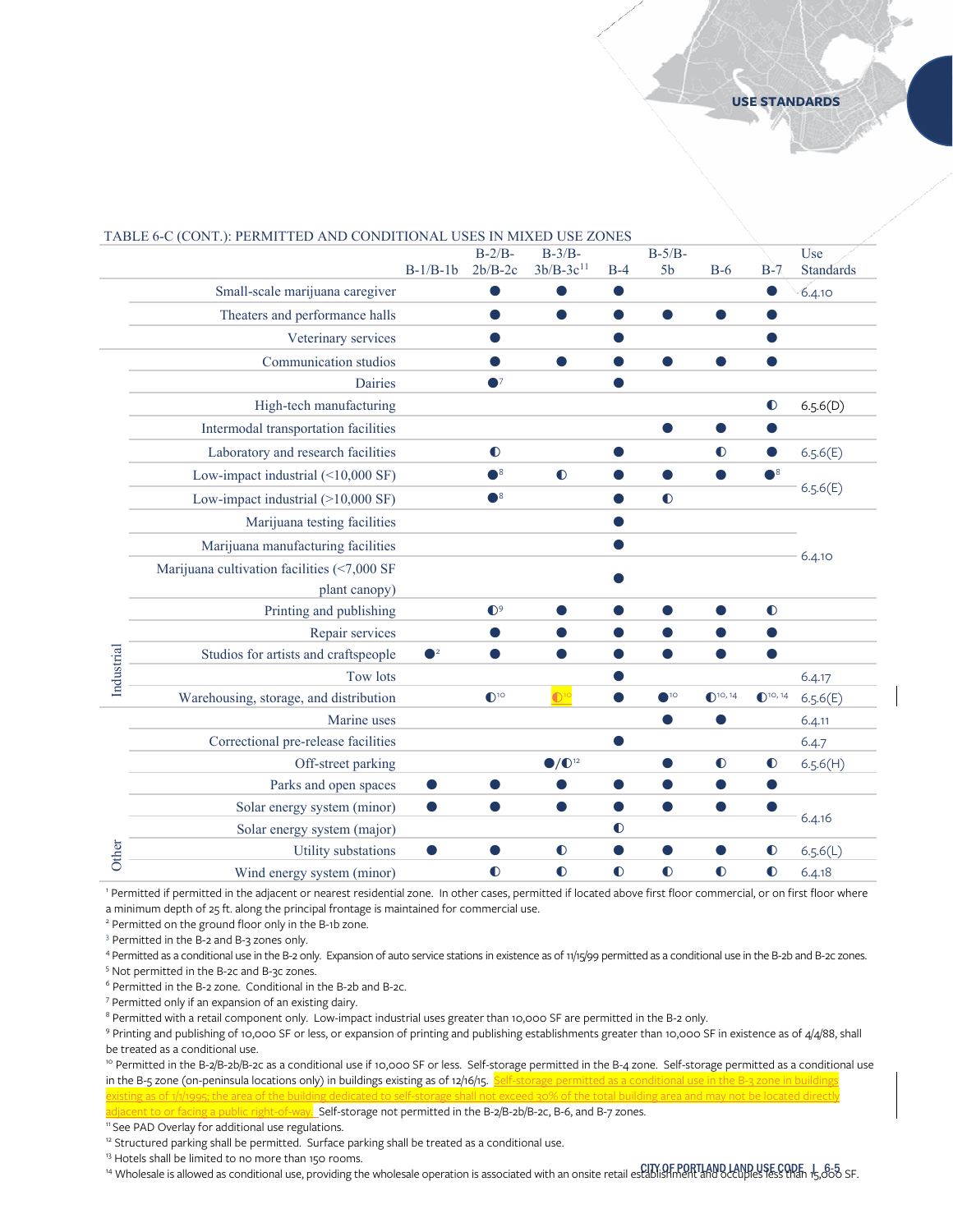TABLE 6-C (CONT.): PERMITTED AND CONDITIONAL USES IN MIXED USE ZONES

| | | B-1/B-1b | B-2/B-2b/B-2c | B-3/B-3b/B-3c[11] | B-4 | B-5/B-5b | B-6 | B-7 | Use Standards |
|---|---|---|---|---|---|---|---|---|---|
| | Small-scale marijuana caregiver | | ● | ● | ● | | | ● | 6.4.10 |
| | Theaters and performance halls | | ● | ● | ● | ● | ● | ● | |
| | Veterinary services | | ● | | ● | | | ● | |
| Industrial | Communication studios | | ● | ● | ● | ● | ● | ● | |
| | Dairies | | ●[7] | | ● | | | | |
| | High-tech manufacturing | | | | | | | ◐ | 6.5.6(D) |
| | Intermodal transportation facilities | | | | | ● | ● | ● | |
| | Laboratory and research facilities | | ◐ | | ● | | ◐ | ● | 6.5.6(E) |
| | Low-impact industrial (<10,000 SF) | | ●[8] | ◐ | ● | ● | ● | ●[8] | 6.5.6(E) |
| | Low-impact industrial (>10,000 SF) | | ●[8] | | ● | ◐ | | | 6.5.6(E) |
| | Marijuana testing facilities | | | | ● | | | | 6.4.10 |
| | Marijuana manufacturing facilities | | | | ● | | | | 6.4.10 |
| | Marijuana cultivation facilities (<7,000 SF plant canopy) | | | | ● | | | | 6.4.10 |
| | Printing and publishing | | ◐[9] | ● | ● | ● | ● | ◐ | |
| | Repair services | | ● | ● | ● | ● | ● | ● | |
| | Studios for artists and craftspeople | ●[2] | ● | ● | ● | ● | ● | ● | |
| | Tow lots | | | | ● | | | | 6.4.17 |
| | Warehousing, storage, and distribution | | ◐[10] | ◐[10] | ● | ●[10] | ◐[10, 14] | ◐[10, 14] | 6.5.6(E) |
| Other | Marine uses | | | | | ● | ● | | 6.4.11 |
| | Correctional pre-release facilities | | | | ● | | | | 6.4.7 |
| | Off-street parking | | | ●/◐[12] | | ● | ◐ | ◐ | 6.5.6(H) |
| | Parks and open spaces | ● | ● | ● | ● | ● | ● | ● | |
| | Solar energy system (minor) | ● | ● | ● | ● | ● | ● | ● | 6.4.16 |
| | Solar energy system (major) | | | | ◐ | | | | 6.4.16 |
| | Utility substations | ● | ● | ◐ | ● | ● | ● | ◐ | 6.5.6(L) |
| | Wind energy system (minor) | | ◐ | ◐ | ◐ | ◐ | ◐ | ◐ | 6.4.18 |

[1] Permitted if permitted in the adjacent or nearest residential zone. In other cases, permitted if located above first floor commercial, or on first floor where a minimum depth of 25 ft. along the principal frontage is maintained for commercial use.

[2] Permitted on the ground floor only in the B-1b zone.

[3] Permitted in the B-2 and B-3 zones only.

[4] Permitted as a conditional use in the B-2 only. Expansion of auto service stations in existence as of 11/15/99 permitted as a conditional use in the B-2b and B-2c zones.

[5] Not permitted in the B-2c and B-3c zones.

[6] Permitted in the B-2 zone. Conditional in the B-2b and B-2c.

[7] Permitted only if an expansion of an existing dairy.

[8] Permitted with a retail component only. Low-impact industrial uses greater than 10,000 SF are permitted in the B-2 only.

[9] Printing and publishing of 10,000 SF or less, or expansion of printing and publishing establishments greater than 10,000 SF in existence as of 4/4/88, shall be treated as a conditional use.

[10] Permitted in the B-2/B-2b/B-2c as a conditional use if 10,000 SF or less. Self-storage permitted in the B-4 zone. Self-storage permitted as a conditional use in the B-5 zone (on-peninsula locations only) in buildings existing as of 12/16/15. Self-storage permitted as a conditional use in the B-3 zone in buildings existing as of 1/1/1995; the area of the building dedicated to self-storage shall not exceed 30% of the total building area and may not be located directly adjacent to or facing a public right-of-way. Self-storage not permitted in the B-2/B-2b/B-2c, B-6, and B-7 zones.

[11] See PAD Overlay for additional use regulations.

[12] Structured parking shall be permitted. Surface parking shall be treated as a conditional use.

[13] Hotels shall be limited to no more than 150 rooms.

[14] Wholesale is allowed as conditional use, providing the wholesale operation is associated with an onsite retail establishment and occupies less than 15,000 SF.